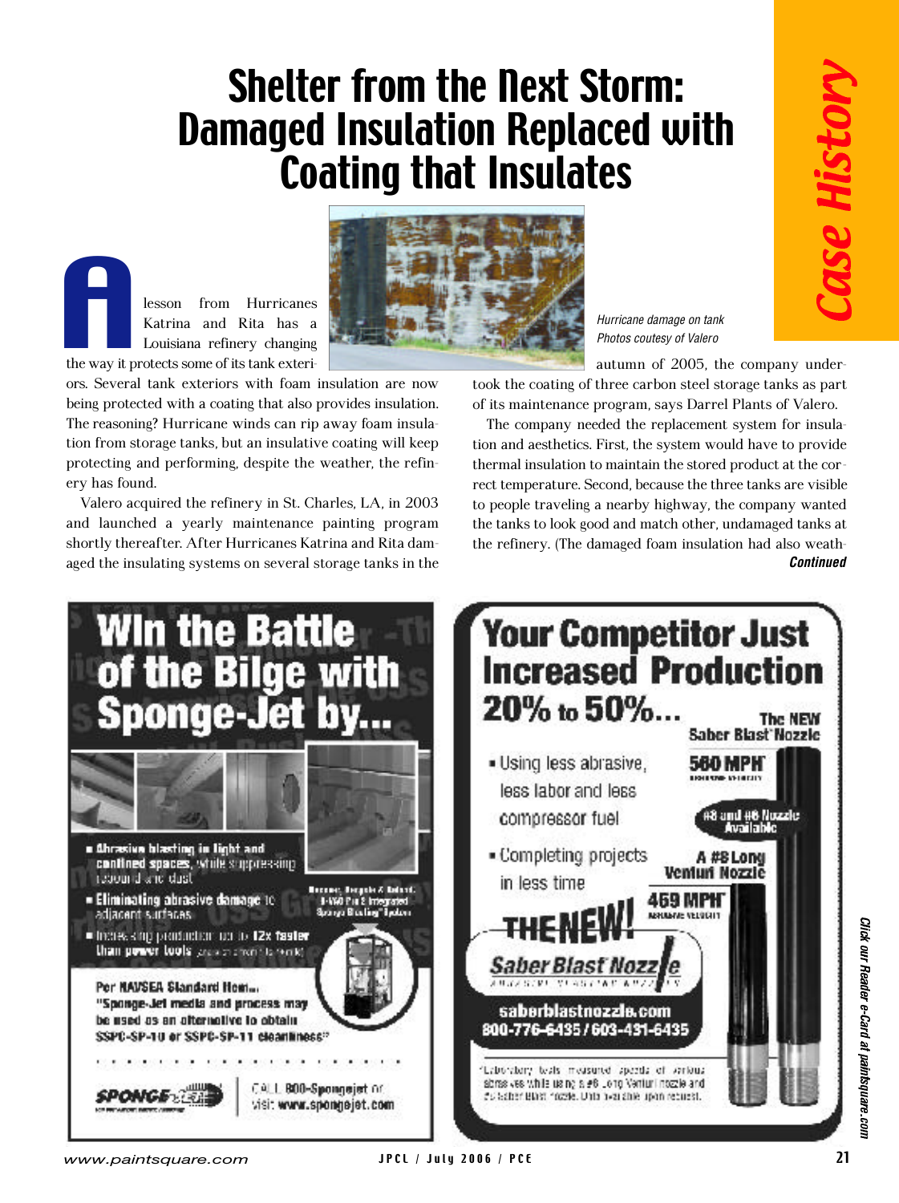# Shelter from the Next Storm: Damaged Insulation Replaced with Coating that Insulates

*Case History*

A lesson from Hurricanes Katrina and Rita has a Louisiana refinery changing the way it protects some of its tank exteriors. Several tank exteriors with foam insulation are now being protected with a coating that also provides insulation. The reasoning? Hurricane winds can rip away foam insulation from storage tanks, but an insulative coating will keep protecting and performing, despite the weather, the refinery has found.

Valero acquired the refinery in St. Charles, LA, in 2003 and launched a yearly maintenance painting program shortly thereafter. After Hurricanes Katrina and Rita damaged the insulating systems on several storage tanks in the autumn of 2005, the company undertook the coating of three carbon steel storage tanks as part of its maintenance program, says Darrel Plants of Valero.

*Hurricane damage on tank*
*Photos coutesy of Valero*

The company needed the replacement system for insulation and aesthetics. First, the system would have to provide thermal insulation to maintain the stored product at the correct temperature. Second, because the three tanks are visible to people traveling a nearby highway, the company wanted the tanks to look good and match other, undamaged tanks at the refinery. (The damaged foam insulation had also weath-

***Continued***

---

## Win the Battle of the Bilge with Sponge-Jet by...

- **Abrasive blasting in tight and confined spaces**, while suppressing rebound and dust
- **Eliminating abrasive damage** to adjacent surfaces
- **Increasing production** up to **12x faster than power tools**

Bonney, Bergolo & Roland: 8-VSO Pro 2 Integrated Sponge Blasting System

Per NAVSEA Standard Item... "Sponge-Jet media and process may be used as an alternative to obtain SSPC-SP-10 or SSPC-SP-11 cleanliness"

SPONGE-JET — CALL 800-Spongejet or visit: www.spongejet.com

---

## Your Competitor Just Increased Production 20% to 50%...

- Using less abrasive, less labor and less compressor fuel
- Completing projects in less time

The NEW Saber Blast Nozzle — 560 MPH* abrasive velocity

#8 and #6 Nozzle Available

A #8 Long Venturi Nozzle — 459 MPH* abrasive velocity

THE NEW! Saber Blast Nozzle

saberblastnozzle.com
800-776-6435 / 603-431-6435

*Laboratory tests measured speeds of various abrasives while using a #8 Long Venturi nozzle and the Saber Blast nozzle. Data available upon request.

Click our Reader e-Card at paintsquare.com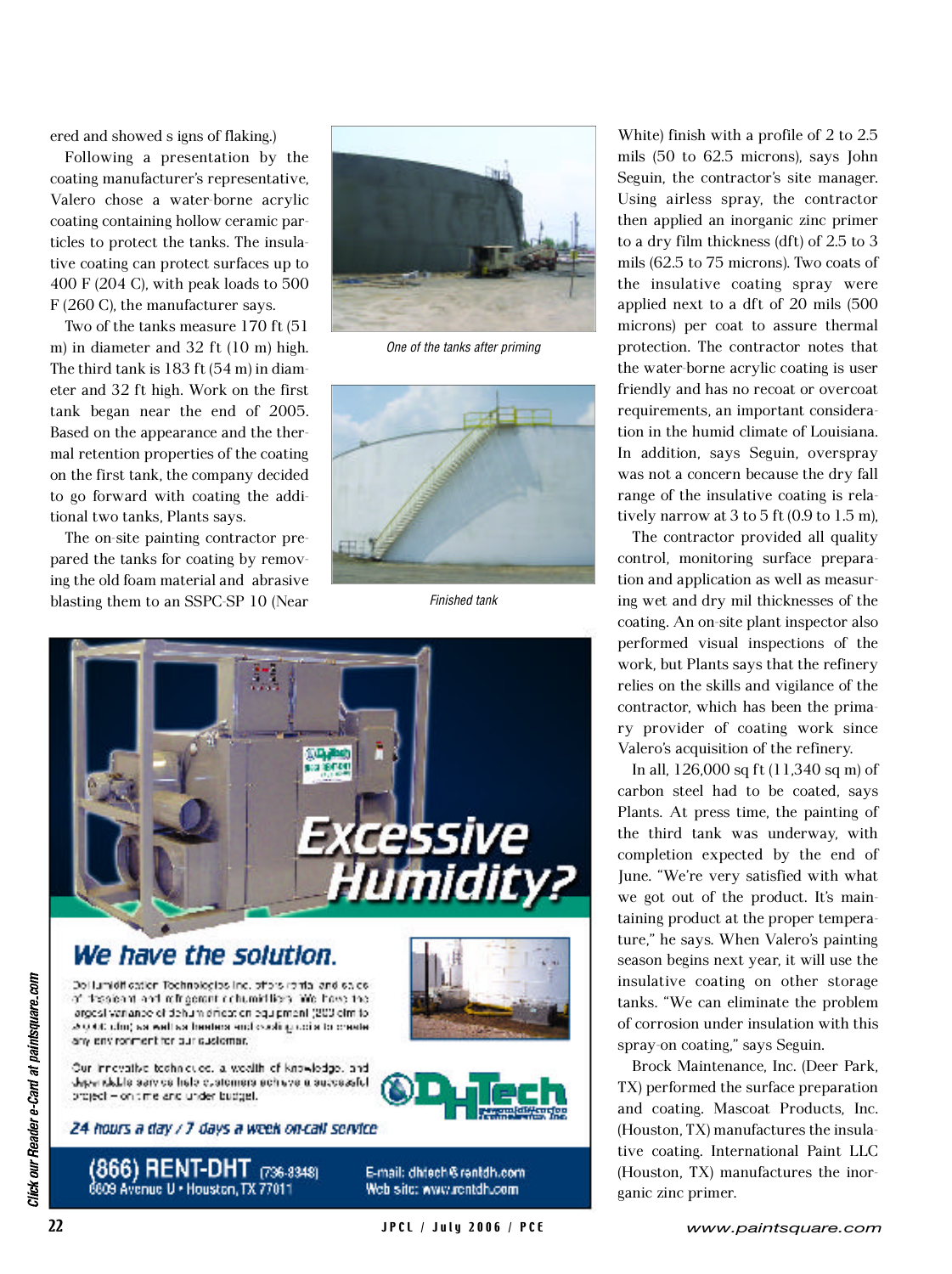ered and showed s igns of flaking.)

Following a presentation by the coating manufacturer's representative, Valero chose a water-borne acrylic coating containing hollow ceramic particles to protect the tanks. The insulative coating can protect surfaces up to 400 F (204 C), with peak loads to 500 F (260 C), the manufacturer says.

Two of the tanks measure 170 ft (51 m) in diameter and 32 ft (10 m) high. The third tank is 183 ft (54 m) in diameter and 32 ft high. Work on the first tank began near the end of 2005. Based on the appearance and the thermal retention properties of the coating on the first tank, the company decided to go forward with coating the additional two tanks, Plants says.

The on-site painting contractor prepared the tanks for coating by removing the old foam material and abrasive blasting them to an SSPC-SP 10 (Near White) finish with a profile of 2 to 2.5 mils (50 to 62.5 microns), says John Seguin, the contractor's site manager. Using airless spray, the contractor then applied an inorganic zinc primer to a dry film thickness (dft) of 2.5 to 3 mils (62.5 to 75 microns). Two coats of the insulative coating spray were applied next to a dft of 20 mils (500 microns) per coat to assure thermal protection. The contractor notes that the water-borne acrylic coating is user friendly and has no recoat or overcoat requirements, an important consideration in the humid climate of Louisiana. In addition, says Seguin, overspray was not a concern because the dry fall range of the insulative coating is relatively narrow at 3 to 5 ft (0.9 to 1.5 m),

One of the tanks after priming

Finished tank

The contractor provided all quality control, monitoring surface preparation and application as well as measuring wet and dry mil thicknesses of the coating. An on-site plant inspector also performed visual inspections of the work, but Plants says that the refinery relies on the skills and vigilance of the contractor, which has been the primary provider of coating work since Valero's acquisition of the refinery.

In all, 126,000 sq ft (11,340 sq m) of carbon steel had to be coated, says Plants. At press time, the painting of the third tank was underway, with completion expected by the end of June. "We're very satisfied with what we got out of the product. It's maintaining product at the proper temperature," he says. When Valero's painting season begins next year, it will use the insulative coating on other storage tanks. "We can eliminate the problem of corrosion under insulation with this spray-on coating," says Seguin.

Brock Maintenance, Inc. (Deer Park, TX) performed the surface preparation and coating. Mascoat Products, Inc. (Houston, TX) manufactures the insulative coating. International Paint LLC (Houston, TX) manufactures the inorganic zinc primer.